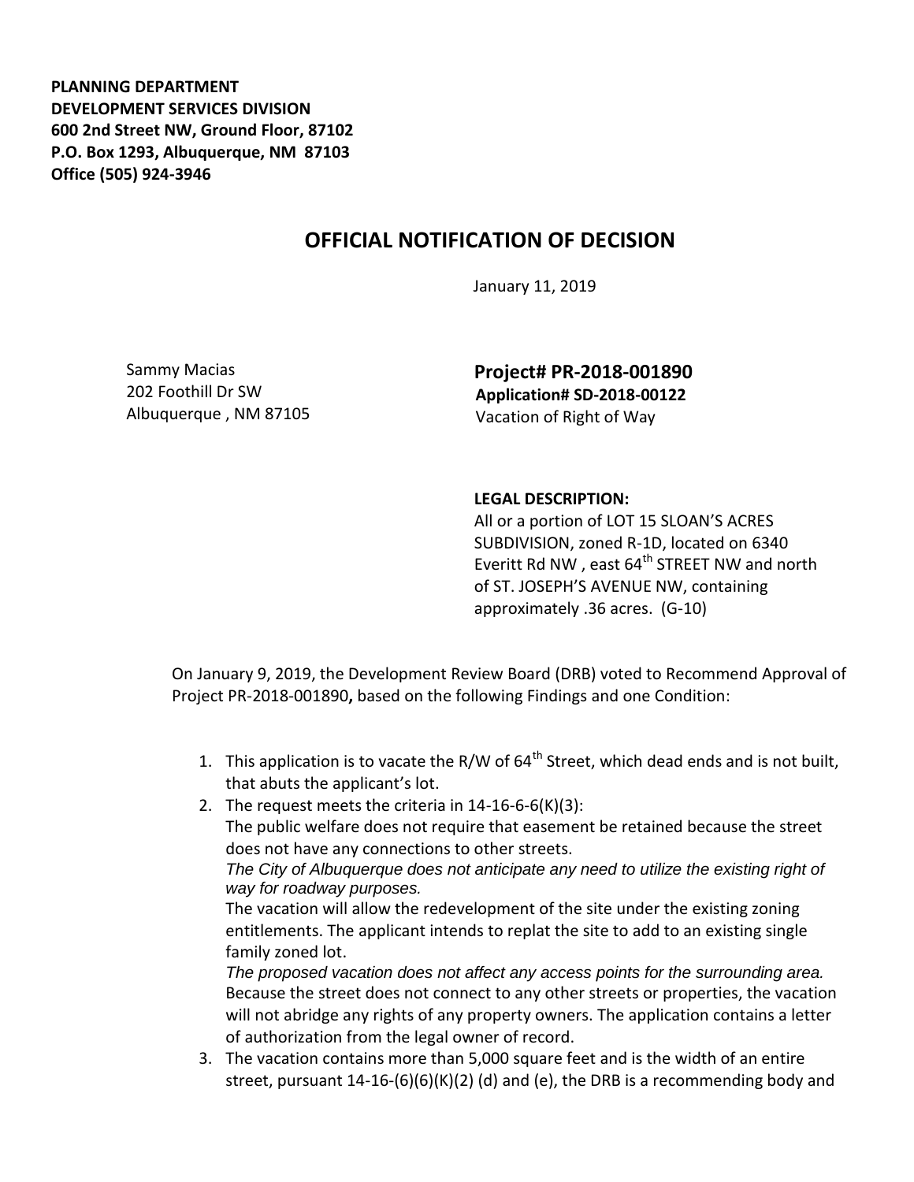**PLANNING DEPARTMENT**
**DEVELOPMENT SERVICES DIVISION**
**600 2nd Street NW, Ground Floor, 87102**
**P.O. Box 1293, Albuquerque, NM 87103**
**Office (505) 924-3946**

# OFFICIAL NOTIFICATION OF DECISION

January 11, 2019

Sammy Macias
202 Foothill Dr SW
Albuquerque , NM 87105

**Project# PR-2018-001890**
**Application# SD-2018-00122**
Vacation of Right of Way

**LEGAL DESCRIPTION:**
All or a portion of LOT 15 SLOAN'S ACRES SUBDIVISION, zoned R-1D, located on 6340 Everitt Rd NW , east 64th STREET NW and north of ST. JOSEPH'S AVENUE NW, containing approximately .36 acres. (G-10)

On January 9, 2019, the Development Review Board (DRB) voted to Recommend Approval of Project PR-2018-001890**,** based on the following Findings and one Condition:

1. This application is to vacate the R/W of 64th Street, which dead ends and is not built, that abuts the applicant's lot.
2. The request meets the criteria in 14-16-6-6(K)(3):
   The public welfare does not require that easement be retained because the street does not have any connections to other streets.
   *The City of Albuquerque does not anticipate any need to utilize the existing right of way for roadway purposes.*
   The vacation will allow the redevelopment of the site under the existing zoning entitlements. The applicant intends to replat the site to add to an existing single family zoned lot.
   *The proposed vacation does not affect any access points for the surrounding area.*
   Because the street does not connect to any other streets or properties, the vacation will not abridge any rights of any property owners. The application contains a letter of authorization from the legal owner of record.
3. The vacation contains more than 5,000 square feet and is the width of an entire street, pursuant 14-16-(6)(6)(K)(2) (d) and (e), the DRB is a recommending body and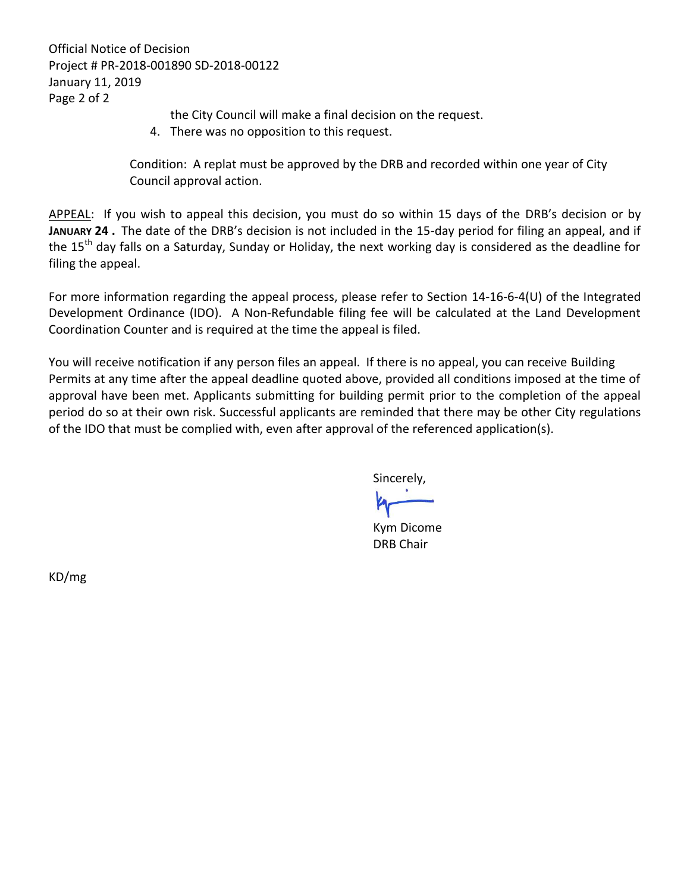the City Council will make a final decision on the request.

4. There was no opposition to this request.

Condition: A replat must be approved by the DRB and recorded within one year of City Council approval action.

APPEAL: If you wish to appeal this decision, you must do so within 15 days of the DRB's decision or by **JANUARY 24 .** The date of the DRB's decision is not included in the 15-day period for filing an appeal, and if the 15th day falls on a Saturday, Sunday or Holiday, the next working day is considered as the deadline for filing the appeal.

For more information regarding the appeal process, please refer to Section 14-16-6-4(U) of the Integrated Development Ordinance (IDO). A Non-Refundable filing fee will be calculated at the Land Development Coordination Counter and is required at the time the appeal is filed.

You will receive notification if any person files an appeal. If there is no appeal, you can receive Building Permits at any time after the appeal deadline quoted above, provided all conditions imposed at the time of approval have been met. Applicants submitting for building permit prior to the completion of the appeal period do so at their own risk. Successful applicants are reminded that there may be other City regulations of the IDO that must be complied with, even after approval of the referenced application(s).

Sincerely,

Kym Dicome
DRB Chair

KD/mg